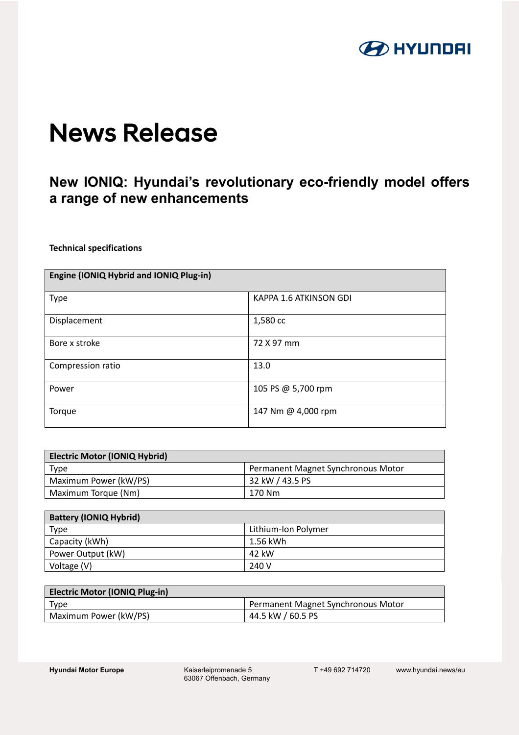# News Release

## New IONIQ: Hyundai's revolutionary eco-friendly model offers a range of new enhancements

**Technical specifications**

| Engine (IONIQ Hybrid and IONIQ Plug-in) | |
|---|---|
| Type | KAPPA 1.6 ATKINSON GDI |
| Displacement | 1,580 cc |
| Bore x stroke | 72 X 97 mm |
| Compression ratio | 13.0 |
| Power | 105 PS @ 5,700 rpm |
| Torque | 147 Nm @ 4,000 rpm |

| Electric Motor (IONIQ Hybrid) | |
|---|---|
| Type | Permanent Magnet Synchronous Motor |
| Maximum Power (kW/PS) | 32 kW / 43.5 PS |
| Maximum Torque (Nm) | 170 Nm |

| Battery (IONIQ Hybrid) | |
|---|---|
| Type | Lithium-Ion Polymer |
| Capacity (kWh) | 1.56 kWh |
| Power Output (kW) | 42 kW |
| Voltage (V) | 240 V |

| Electric Motor (IONIQ Plug-in) | |
|---|---|
| Type | Permanent Magnet Synchronous Motor |
| Maximum Power (kW/PS) | 44.5 kW / 60.5 PS |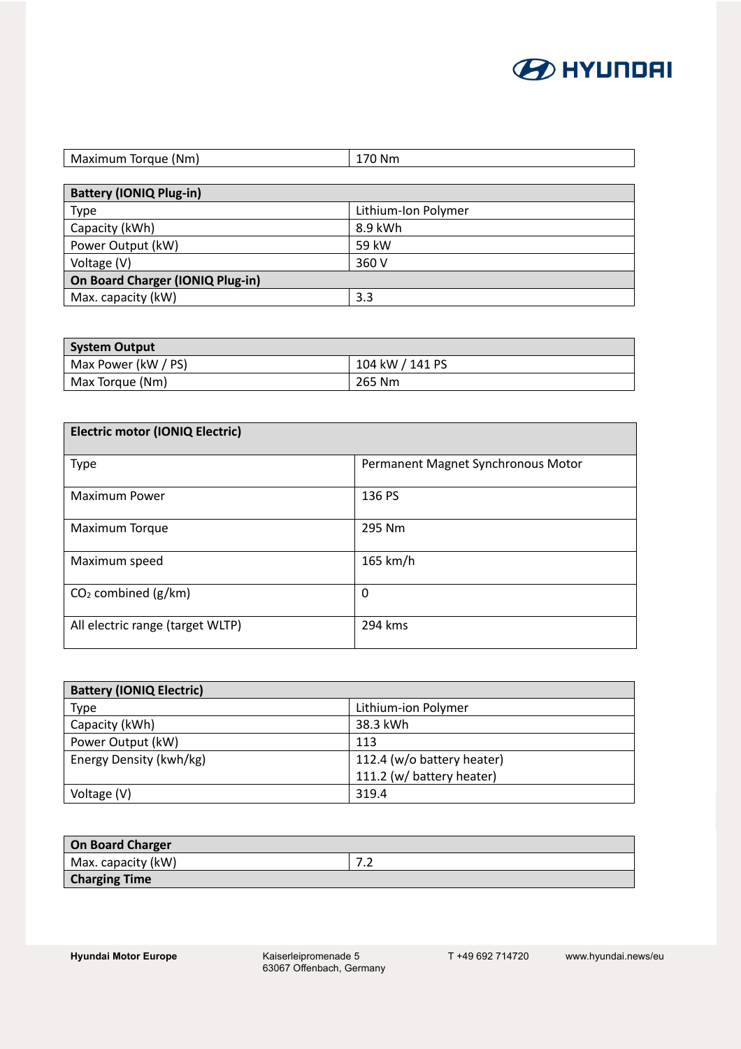| Maximum Torque (Nm) | 170 Nm |
|---|---|

| Battery (IONIQ Plug-in) | |
|---|---|
| Type | Lithium-Ion Polymer |
| Capacity (kWh) | 8.9 kWh |
| Power Output (kW) | 59 kW |
| Voltage (V) | 360 V |
| **On Board Charger (IONIQ Plug-in)** | |
| Max. capacity (kW) | 3.3 |

| System Output | |
|---|---|
| Max Power (kW / PS) | 104 kW / 141 PS |
| Max Torque (Nm) | 265 Nm |

| Electric motor (IONIQ Electric) | |
|---|---|
| Type | Permanent Magnet Synchronous Motor |
| Maximum Power | 136 PS |
| Maximum Torque | 295 Nm |
| Maximum speed | 165 km/h |
| $CO_2$ combined (g/km) | 0 |
| All electric range (target WLTP) | 294 kms |

| Battery (IONIQ Electric) | |
|---|---|
| Type | Lithium-ion Polymer |
| Capacity (kWh) | 38.3 kWh |
| Power Output (kW) | 113 |
| Energy Density (kwh/kg) | 112.4 (w/o battery heater)<br>111.2 (w/ battery heater) |
| Voltage (V) | 319.4 |

| On Board Charger | |
|---|---|
| Max. capacity (kW) | 7.2 |
| **Charging Time** | |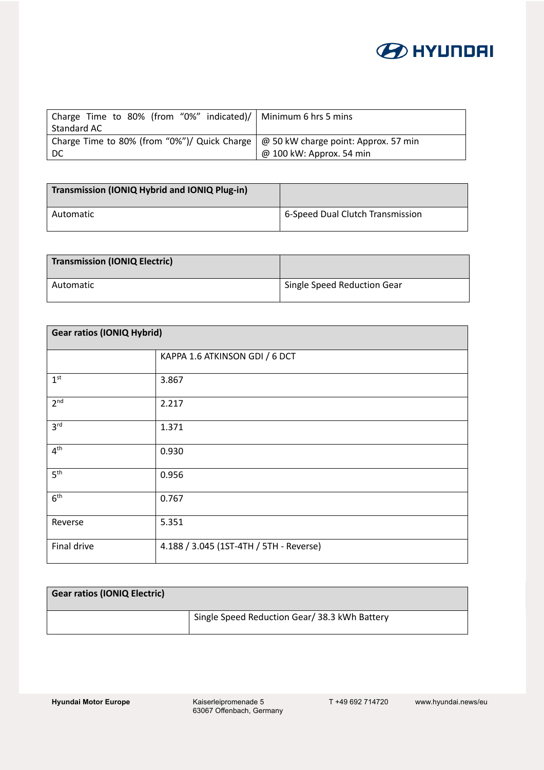| Charge Time to 80% (from "0%" indicated)/ Standard AC | Minimum 6 hrs 5 mins |
|---|---|
| Charge Time to 80% (from "0%")/ Quick Charge DC | @ 50 kW charge point: Approx. 57 min<br>@ 100 kW: Approx. 54 min |

| Transmission (IONIQ Hybrid and IONIQ Plug-in) | |
|---|---|
| Automatic | 6-Speed Dual Clutch Transmission |

| Transmission (IONIQ Electric) | |
|---|---|
| Automatic | Single Speed Reduction Gear |

| Gear ratios (IONIQ Hybrid) | |
|---|---|
| | KAPPA 1.6 ATKINSON GDI / 6 DCT |
| 1st | 3.867 |
| 2nd | 2.217 |
| 3rd | 1.371 |
| 4th | 0.930 |
| 5th | 0.956 |
| 6th | 0.767 |
| Reverse | 5.351 |
| Final drive | 4.188 / 3.045 (1ST-4TH / 5TH - Reverse) |

| Gear ratios (IONIQ Electric) | |
|---|---|
| | Single Speed Reduction Gear/ 38.3 kWh Battery |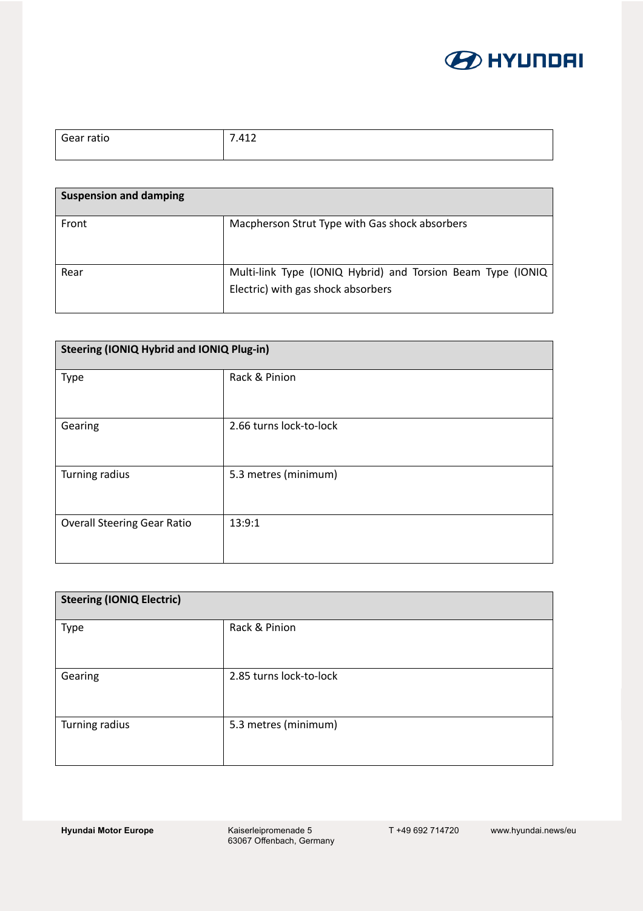| Gear ratio | 7.412 |
|---|---|

| Suspension and damping | |
|---|---|
| Front | Macpherson Strut Type with Gas shock absorbers |
| Rear | Multi-link Type (IONIQ Hybrid) and Torsion Beam Type (IONIQ Electric) with gas shock absorbers |

| Steering (IONIQ Hybrid and IONIQ Plug-in) | |
|---|---|
| Type | Rack & Pinion |
| Gearing | 2.66 turns lock-to-lock |
| Turning radius | 5.3 metres (minimum) |
| Overall Steering Gear Ratio | 13:9:1 |

| Steering (IONIQ Electric) | |
|---|---|
| Type | Rack & Pinion |
| Gearing | 2.85 turns lock-to-lock |
| Turning radius | 5.3 metres (minimum) |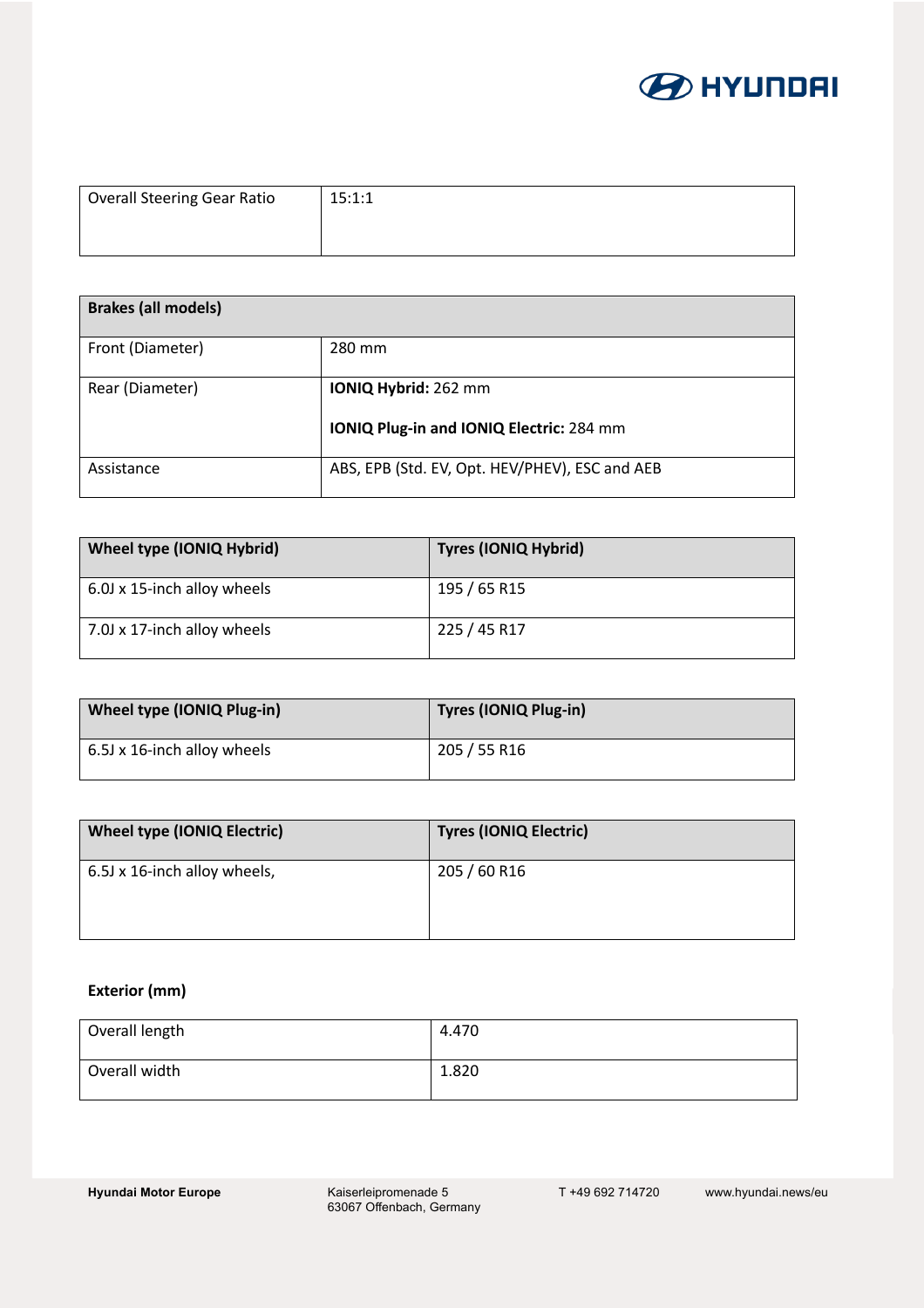| Overall Steering Gear Ratio | 15:1:1 |
|---|---|

| Brakes (all models) | |
|---|---|
| Front (Diameter) | 280 mm |
| Rear (Diameter) | **IONIQ Hybrid:** 262 mm<br><br>**IONIQ Plug-in and IONIQ Electric:** 284 mm |
| Assistance | ABS, EPB (Std. EV, Opt. HEV/PHEV), ESC and AEB |

| Wheel type (IONIQ Hybrid) | Tyres (IONIQ Hybrid) |
|---|---|
| 6.0J x 15-inch alloy wheels | 195 / 65 R15 |
| 7.0J x 17-inch alloy wheels | 225 / 45 R17 |

| Wheel type (IONIQ Plug-in) | Tyres (IONIQ Plug-in) |
|---|---|
| 6.5J x 16-inch alloy wheels | 205 / 55 R16 |

| Wheel type (IONIQ Electric) | Tyres (IONIQ Electric) |
|---|---|
| 6.5J x 16-inch alloy wheels, | 205 / 60 R16 |

**Exterior (mm)**

| Overall length | 4.470 |
|---|---|
| Overall width | 1.820 |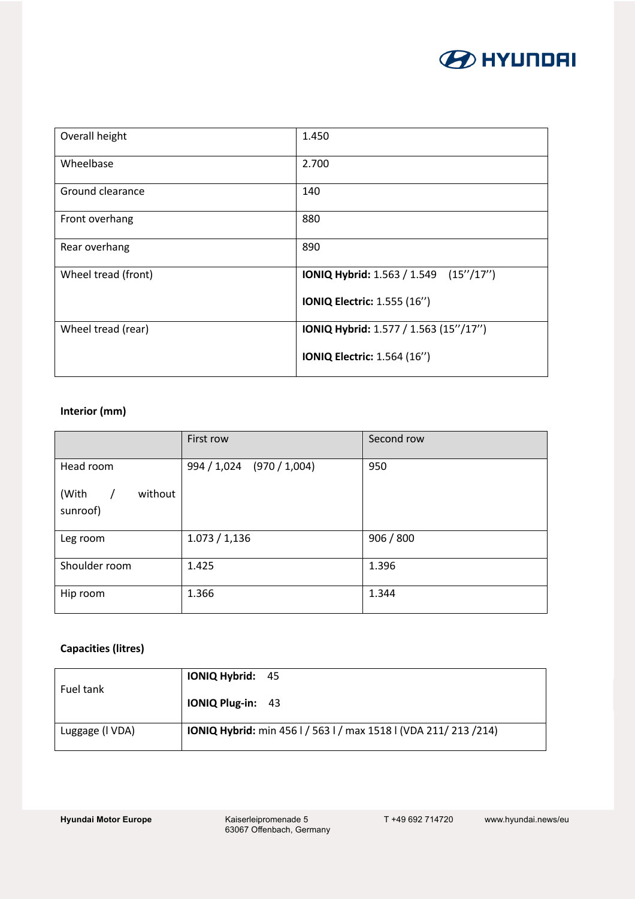| Overall height | 1.450 |
|---|---|
| Wheelbase | 2.700 |
| Ground clearance | 140 |
| Front overhang | 880 |
| Rear overhang | 890 |
| Wheel tread (front) | **IONIQ Hybrid:** 1.563 / 1.549 (15''/17'')<br><br>**IONIQ Electric:** 1.555 (16'') |
| Wheel tread (rear) | **IONIQ Hybrid:** 1.577 / 1.563 (15''/17'')<br><br>**IONIQ Electric:** 1.564 (16'') |

**Interior (mm)**

| | First row | Second row |
|---|---|---|
| Head room<br><br>(With / without sunroof) | 994 / 1,024 (970 / 1,004) | 950 |
| Leg room | 1.073 / 1,136 | 906 / 800 |
| Shoulder room | 1.425 | 1.396 |
| Hip room | 1.366 | 1.344 |

**Capacities (litres)**

| Fuel tank | **IONIQ Hybrid:** 45<br><br>**IONIQ Plug-in:** 43 |
|---|---|
| Luggage (l VDA) | **IONIQ Hybrid:** min 456 l / 563 l / max 1518 l (VDA 211/ 213 /214) |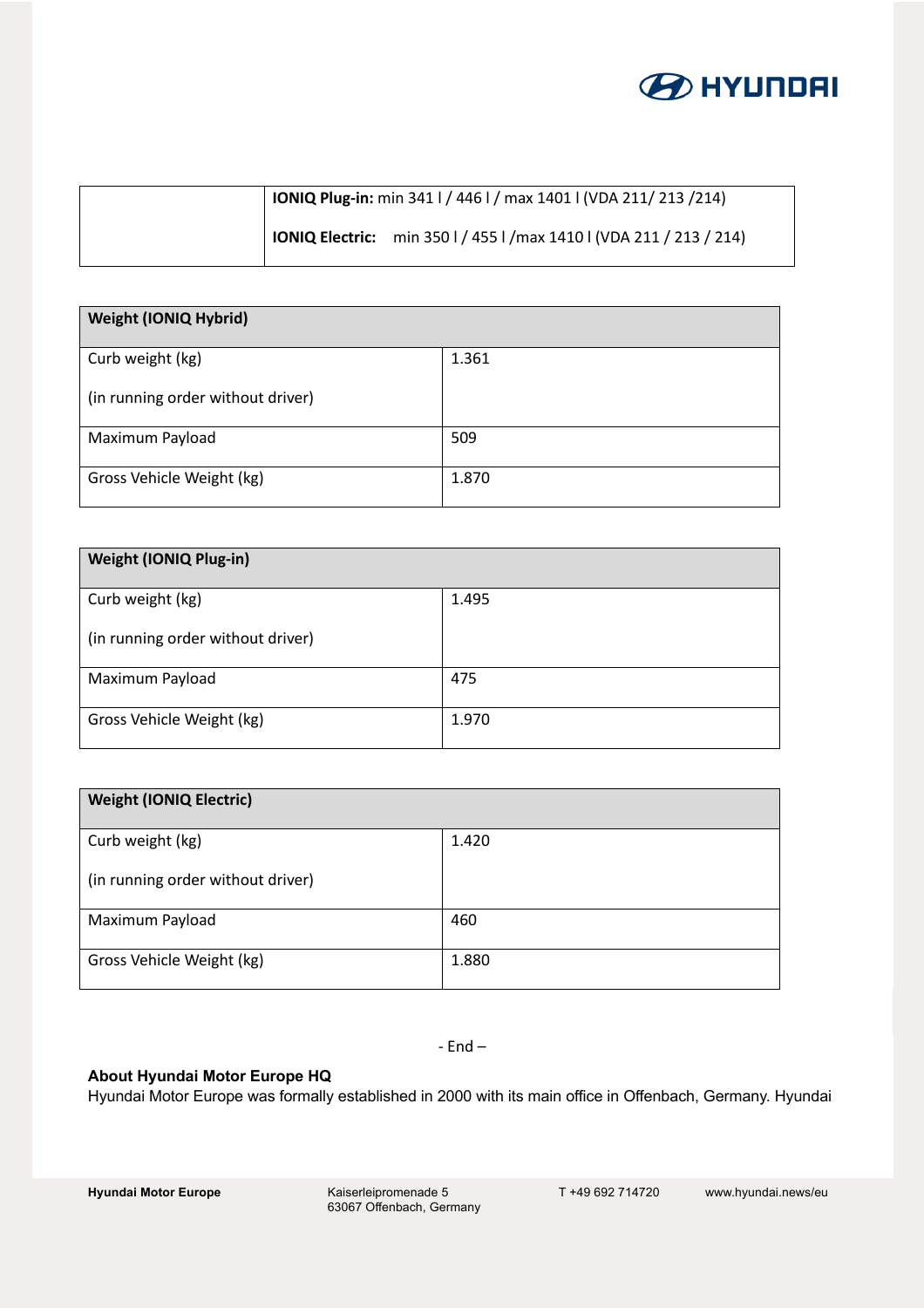| | |
|---|---|
| | **IONIQ Plug-in:** min 341 l / 446 l / max 1401 l (VDA 211/ 213 /214)<br>**IONIQ Electric:** min 350 l / 455 l /max 1410 l (VDA 211 / 213 / 214) |

| **Weight (IONIQ Hybrid)** | |
|---|---|
| Curb weight (kg)<br>(in running order without driver) | 1.361 |
| Maximum Payload | 509 |
| Gross Vehicle Weight (kg) | 1.870 |

| **Weight (IONIQ Plug-in)** | |
|---|---|
| Curb weight (kg)<br>(in running order without driver) | 1.495 |
| Maximum Payload | 475 |
| Gross Vehicle Weight (kg) | 1.970 |

| **Weight (IONIQ Electric)** | |
|---|---|
| Curb weight (kg)<br>(in running order without driver) | 1.420 |
| Maximum Payload | 460 |
| Gross Vehicle Weight (kg) | 1.880 |

- End –

**About Hyundai Motor Europe HQ**

Hyundai Motor Europe was formally established in 2000 with its main office in Offenbach, Germany. Hyundai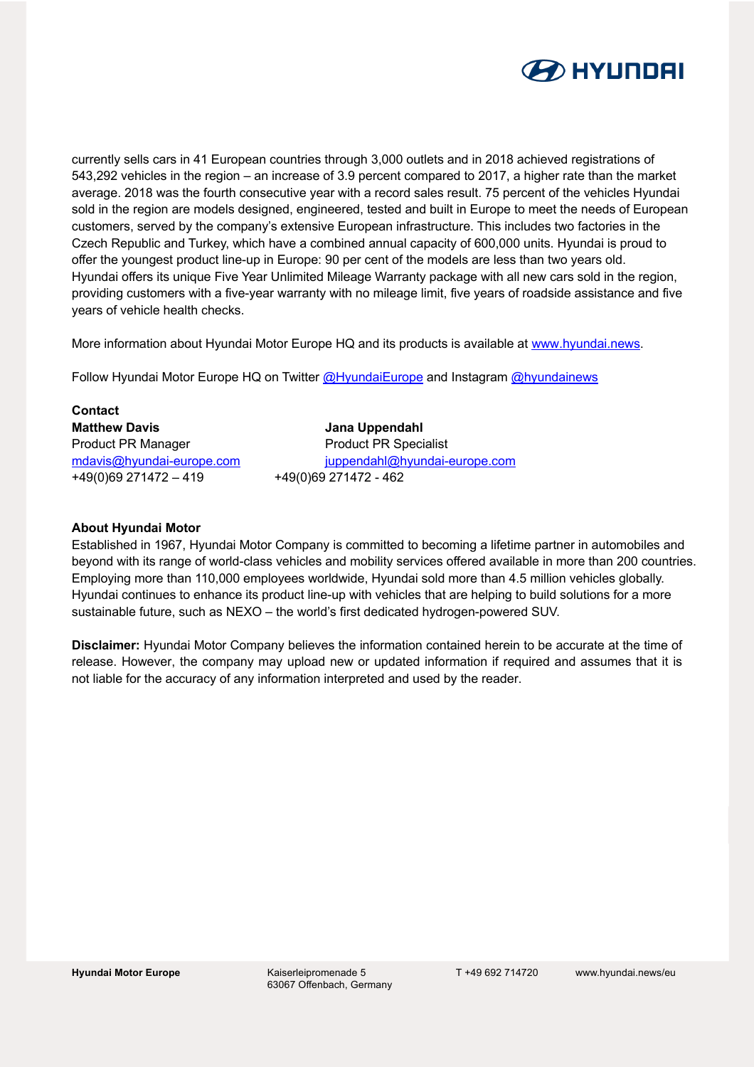currently sells cars in 41 European countries through 3,000 outlets and in 2018 achieved registrations of 543,292 vehicles in the region – an increase of 3.9 percent compared to 2017, a higher rate than the market average. 2018 was the fourth consecutive year with a record sales result. 75 percent of the vehicles Hyundai sold in the region are models designed, engineered, tested and built in Europe to meet the needs of European customers, served by the company's extensive European infrastructure. This includes two factories in the Czech Republic and Turkey, which have a combined annual capacity of 600,000 units. Hyundai is proud to offer the youngest product line-up in Europe: 90 per cent of the models are less than two years old. Hyundai offers its unique Five Year Unlimited Mileage Warranty package with all new cars sold in the region, providing customers with a five-year warranty with no mileage limit, five years of roadside assistance and five years of vehicle health checks.

More information about Hyundai Motor Europe HQ and its products is available at www.hyundai.news.

Follow Hyundai Motor Europe HQ on Twitter @HyundaiEurope and Instagram @hyundainews

**Contact**

**Matthew Davis**
Product PR Manager
mdavis@hyundai-europe.com
+49(0)69 271472 – 419

**Jana Uppendahl**
Product PR Specialist
juppendahl@hyundai-europe.com
+49(0)69 271472 - 462

**About Hyundai Motor**

Established in 1967, Hyundai Motor Company is committed to becoming a lifetime partner in automobiles and beyond with its range of world-class vehicles and mobility services offered available in more than 200 countries. Employing more than 110,000 employees worldwide, Hyundai sold more than 4.5 million vehicles globally. Hyundai continues to enhance its product line-up with vehicles that are helping to build solutions for a more sustainable future, such as NEXO – the world's first dedicated hydrogen-powered SUV.

**Disclaimer:** Hyundai Motor Company believes the information contained herein to be accurate at the time of release. However, the company may upload new or updated information if required and assumes that it is not liable for the accuracy of any information interpreted and used by the reader.